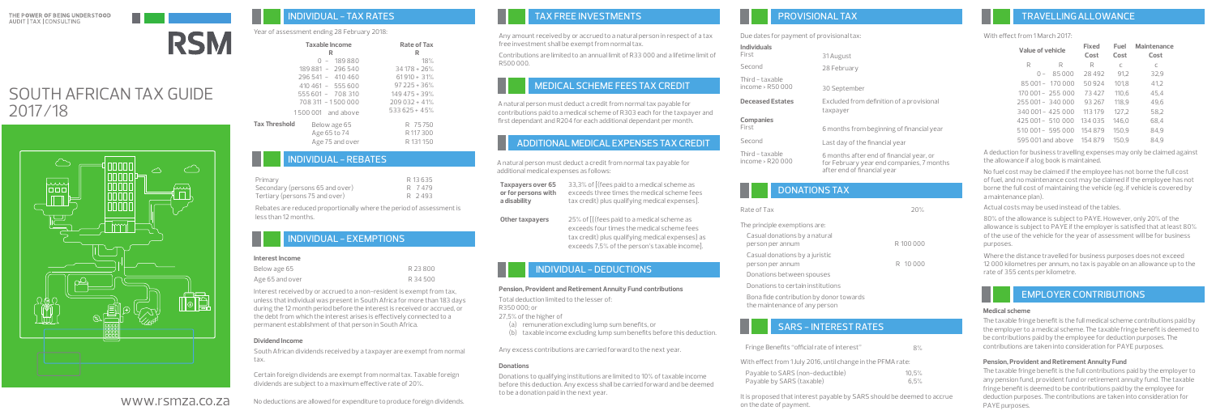THE POWER OF BEING UNDERSTOOD
AUDIT | TAX | CONSULTING

RSM

# SOUTH AFRICAN TAX GUIDE 2017/18

www.rsmza.co.za

## INDIVIDUAL - TAX RATES

Year of assessment ending 28 February 2018:

| Taxable Income R | Rate of Tax R |
|---|---|
| 0 - 189 880 | 18% |
| 189 881 - 296 540 | 34 178 + 26% |
| 296 541 - 410 460 | 61 910 + 31% |
| 410 461 - 555 600 | 97 225 + 36% |
| 555 601 - 708 310 | 149 475 + 39% |
| 708 311 - 1 500 000 | 209 032 + 41% |
| 1 500 001 and above | 533 625 + 45% |

| **Tax Threshold** | | |
|---|---|---|
| | Below age 65 | R 75 750 |
| | Age 65 to 74 | R 117 300 |
| | Age 75 and over | R 131 150 |

## INDIVIDUAL - REBATES

| | |
|---|---|
| Primary | R 13 635 |
| Secondary (persons 65 and over) | R 7 479 |
| Tertiary (persons 75 and over) | R 2 493 |

Rebates are reduced proportionally where the period of assessment is less than 12 months.

## INDIVIDUAL - EXEMPTIONS

### Interest Income

| | |
|---|---|
| Below age 65 | R 23 800 |
| Age 65 and over | R 34 500 |

Interest received by or accrued to a non-resident is exempt from tax, unless that individual was present in South Africa for more than 183 days during the 12 month period before the interest is received or accrued, or the debt from which the interest arises is effectively connected to a permanent establishment of that person in South Africa.

### Dividend Income

South African dividends received by a taxpayer are exempt from normal tax.

Certain foreign dividends are exempt from normal tax. Taxable foreign dividends are subject to a maximum effective rate of 20%.

No deductions are allowed for expenditure to produce foreign dividends.

## TAX FREE INVESTMENTS

Any amount received by or accrued to a natural person in respect of a tax free investment shall be exempt from normal tax.

Contributions are limited to an annual limit of R33 000 and a lifetime limit of R500 000.

## MEDICAL SCHEME FEES TAX CREDIT

A natural person must deduct a credit from normal tax payable for contributions paid to a medical scheme of R303 each for the taxpayer and first dependant and R204 for each additional dependant per month.

## ADDITIONAL MEDICAL EXPENSES TAX CREDIT

A natural person must deduct a credit from normal tax payable for additional medical expenses as follows:

| | |
|---|---|
| **Taxpayers over 65 or for persons with a disability** | 33,3% of [(fees paid to a medical scheme as exceeds three times the medical scheme fees tax credit) plus qualifying medical expenses]. |
| **Other taxpayers** | 25% of [((fees paid to a medical scheme as exceeds four times the medical scheme fees tax credit) plus qualifying medical expenses) as exceeds 7,5% of the person's taxable income]. |

## INDIVIDUAL - DEDUCTIONS

### Pension, Provident and Retirement Annuity Fund contributions

Total deduction limited to the lesser of:
R350 000; or
27,5% of the higher of
- (a) remuneration excluding lump sum benefits, or
- (b) taxable income excluding lump sum benefits before this deduction.

Any excess contributions are carried forward to the next year.

### Donations

Donations to qualifying institutions are limited to 10% of taxable income before this deduction. Any excess shall be carried forward and be deemed to be a donation paid in the next year.

## PROVISIONAL TAX

Due dates for payment of provisional tax:

| | |
|---|---|
| **Individuals** | |
| First | 31 August |
| Second | 28 February |
| Third - taxable income > R50 000 | 30 September |
| **Deceased Estates** | Excluded from definition of a provisional taxpayer |
| **Companies** | |
| First | 6 months from beginning of financial year |
| Second | Last day of the financial year |
| Third - taxable income > R20 000 | 6 months after end of financial year, or for February year end companies, 7 months after end of financial year |

## DONATIONS TAX

| | |
|---|---|
| Rate of Tax | 20% |
| The principle exemptions are: | |
| Casual donations by a natural person per annum | R 100 000 |
| Casual donations by a juristic person per annum | R 10 000 |
| Donations between spouses | |
| Donations to certain institutions | |
| Bona fide contribution by donor towards the maintenance of any person | |

## SARS - INTEREST RATES

| | |
|---|---|
| Fringe Benefits "official rate of interest" | 8% |

With effect from 1 July 2016, until change in the PFMA rate:

| | |
|---|---|
| Payable to SARS (non-deductible) | 10,5% |
| Payable by SARS (taxable) | 6,5% |

It is proposed that interest payable by SARS should be deemed to accrue on the date of payment.

## TRAVELLING ALLOWANCE

With effect from 1 March 2017:

| Value of vehicle | Fixed Cost | Fuel Cost | Maintenance Cost |
|---|---|---|---|
| R | R | c | c |
| 0 - 85 000 | 28 492 | 91,2 | 32,9 |
| 85 001 - 170 000 | 50 924 | 101,8 | 41,2 |
| 170 001 - 255 000 | 73 427 | 110,6 | 45,4 |
| 255 001 - 340 000 | 93 267 | 118,9 | 49,6 |
| 340 001 - 425 000 | 113 179 | 127,2 | 58,2 |
| 425 001 - 510 000 | 134 035 | 146,0 | 68,4 |
| 510 001 - 595 000 | 154 879 | 150,9 | 84,9 |
| 595 001 and above | 154 879 | 150,9 | 84,9 |

A deduction for business travelling expenses may only be claimed against the allowance if a log book is maintained.

No fuel cost may be claimed if the employee has not borne the full cost of fuel, and no maintenance cost may be claimed if the employee has not borne the full cost of maintaining the vehicle (eg. if vehicle is covered by a maintenance plan).

Actual costs may be used instead of the tables.

80% of the allowance is subject to PAYE. However, only 20% of the allowance is subject to PAYE if the employer is satisfied that at least 80% of the use of the vehicle for the year of assessment will be for business purposes.

Where the distance travelled for business purposes does not exceed 12 000 kilometres per annum, no tax is payable on an allowance up to the rate of 355 cents per kilometre.

## EMPLOYER CONTRIBUTIONS

### Medical scheme

The taxable fringe benefit is the full medical scheme contributions paid by the employer to a medical scheme. The taxable fringe benefit is deemed to be contributions paid by the employee for deduction purposes. The contributions are taken into consideration for PAYE purposes.

### Pension, Provident and Retirement Annuity Fund

The taxable fringe benefit is the full contributions paid by the employer to any pension fund, provident fund or retirement annuity fund. The taxable fringe benefit is deemed to be contributions paid by the employee for deduction purposes. The contributions are taken into consideration for PAYE purposes.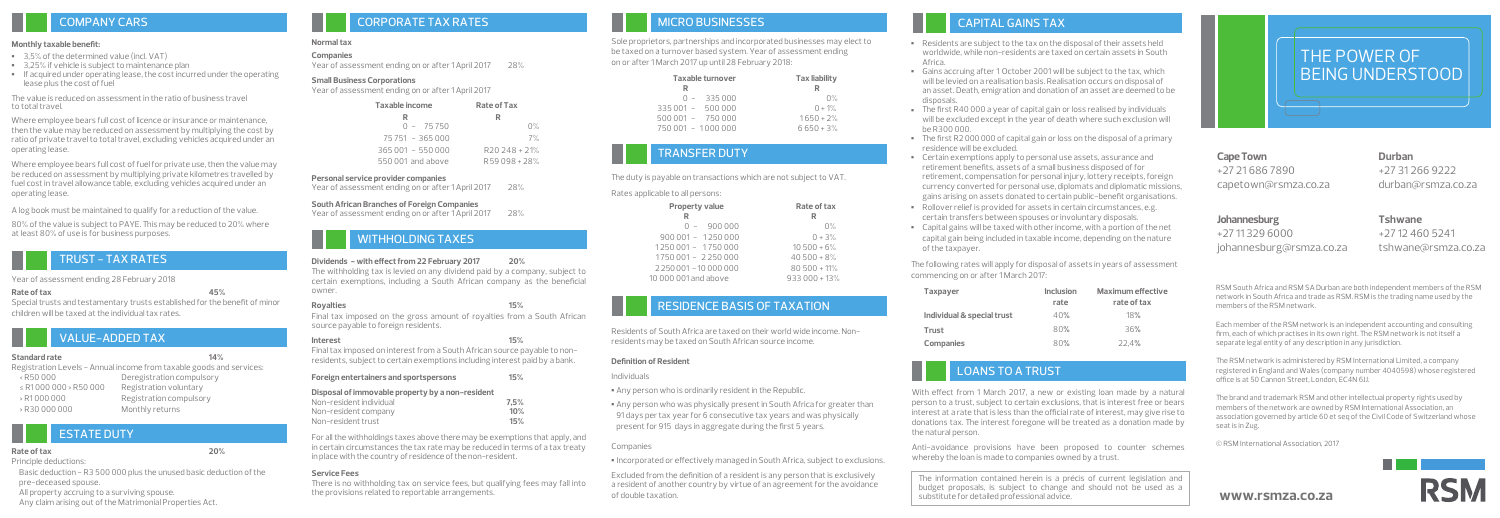## COMPANY CARS

**Monthly taxable benefit:**

- 3,5% of the determined value (incl. VAT)
- 3,25% if vehicle is subject to maintenance plan
- If acquired under operating lease, the cost incurred under the operating lease plus the cost of fuel

The value is reduced on assessment in the ratio of business travel to total travel.

Where employee bears full cost of licence or insurance or maintenance, then the value may be reduced on assessment by multiplying the cost by ratio of private travel to total travel, excluding vehicles acquired under an operating lease.

Where employee bears full cost of fuel for private use, then the value may be reduced on assessment by multiplying private kilometres travelled by fuel cost in travel allowance table, excluding vehicles acquired under an operating lease.

A log book must be maintained to qualify for a reduction of the value.

80% of the value is subject to PAYE. This may be reduced to 20% where at least 80% of use is for business purposes.

## TRUST - TAX RATES

Year of assessment ending 28 February 2018

**Rate of tax** **45%**

Special trusts and testamentary trusts established for the benefit of minor children will be taxed at the individual tax rates.

## VALUE-ADDED TAX

**Standard rate** **14%**

Registration Levels - Annual income from taxable goods and services:

| | |
|---|---|
| < R50 000 | Deregistration compulsory |
| ≤ R1 000 000 > R50 000 | Registration voluntary |
| > R1 000 000 | Registration compulsory |
| > R30 000 000 | Monthly returns |

## ESTATE DUTY

**Rate of tax** **20%**

Principle deductions:

Basic deduction - R3 500 000 plus the unused basic deduction of the pre-deceased spouse.

All property accruing to a surviving spouse.

Any claim arising out of the Matrimonial Properties Act.

## CORPORATE TAX RATES

**Normal tax**

**Companies**

Year of assessment ending on or after 1 April 2017 28%

**Small Business Corporations**

Year of assessment ending on or after 1 April 2017

| Taxable income R | Rate of Tax R |
|---|---|
| 0 - 75 750 | 0% |
| 75 751 - 365 000 | 7% |
| 365 001 - 550 000 | R20 248 + 21% |
| 550 001 and above | R59 098 + 28% |

**Personal service provider companies**

Year of assessment ending on or after 1 April 2017 28%

**South African Branches of Foreign Companies**

Year of assessment ending on or after 1 April 2017 28%

## WITHHOLDING TAXES

**Dividends - with effect from 22 February 2017** **20%**

The withholding tax is levied on any dividend paid by a company, subject to certain exemptions, including a South African company as the beneficial owner.

**Royalties** **15%**

Final tax imposed on the gross amount of royalties from a South African source payable to foreign residents.

**Interest** **15%**

Final tax imposed on interest from a South African source payable to non-residents, subject to certain exemptions including interest paid by a bank.

**Foreign entertainers and sportspersons** **15%**

**Disposal of immovable property by a non-resident**

| | |
|---|---|
| Non-resident individual | 7,5% |
| Non-resident company | 10% |
| Non-resident trust | 15% |

For all the withholdings taxes above there may be exemptions that apply, and in certain circumstances the tax rate may be reduced in terms of a tax treaty in place with the country of residence of the non-resident.

**Service Fees**

There is no withholding tax on service fees, but qualifying fees may fall into the provisions related to reportable arrangements.

## MICRO BUSINESSES

Sole proprietors, partnerships and incorporated businesses may elect to be taxed on a turnover based system. Year of assessment ending on or after 1 March 2017 up until 28 February 2018:

| Taxable turnover R | Tax liability R |
|---|---|
| 0 - 335 000 | 0% |
| 335 001 - 500 000 | 0 + 1% |
| 500 001 - 750 000 | 1 650 + 2% |
| 750 001 - 1 000 000 | 6 650 + 3% |

## TRANSFER DUTY

The duty is payable on transactions which are not subject to VAT.

Rates applicable to all persons:

| Property value R | Rate of tax R |
|---|---|
| 0 - 900 000 | 0% |
| 900 001 - 1 250 000 | 0 + 3% |
| 1 250 001 - 1 750 000 | 10 500 + 6% |
| 1 750 001 - 2 250 000 | 40 500 + 8% |
| 2 250 001 - 10 000 000 | 80 500 + 11% |
| 10 000 001 and above | 933 000 + 13% |

## RESIDENCE BASIS OF TAXATION

Residents of South Africa are taxed on their world wide income. Non-residents may be taxed on South African source income.

**Definition of Resident**

Individuals

- Any person who is ordinarily resident in the Republic.
- Any person who was physically present in South Africa for greater than 91 days per tax year for 6 consecutive tax years and was physically present for 915 days in aggregate during the first 5 years.

Companies

- Incorporated or effectively managed in South Africa, subject to exclusions.

Excluded from the definition of a resident is any person that is exclusively a resident of another country by virtue of an agreement for the avoidance of double taxation.

## CAPITAL GAINS TAX

- Residents are subject to the tax on the disposal of their assets held worldwide, while non-residents are taxed on certain assets in South Africa.
- Gains accruing after 1 October 2001 will be subject to the tax, which will be levied on a realisation basis. Realisation occurs on disposal of an asset. Death, emigration and donation of an asset are deemed to be disposals.
- The first R40 000 a year of capital gain or loss realised by individuals will be excluded except in the year of death where such exclusion will be R300 000.
- The first R2 000 000 of capital gain or loss on the disposal of a primary residence will be excluded.
- Certain exemptions apply to personal use assets, assurance and retirement benefits, assets of a small business disposed of for retirement, compensation for personal injury, lottery receipts, foreign currency converted for personal use, diplomats and diplomatic missions, gains arising on assets donated to certain public-benefit organisations.
- Rollover relief is provided for assets in certain circumstances, e.g. certain transfers between spouses or involuntary disposals.
- Capital gains will be taxed with other income, with a portion of the net capital gain being included in taxable income, depending on the nature of the taxpayer.

The following rates will apply for disposal of assets in years of assessment commencing on or after 1 March 2017:

| Taxpayer | Inclusion rate | Maximum effective rate of tax |
|---|---|---|
| Individual & special trust | 40% | 18% |
| Trust | 80% | 36% |
| Companies | 80% | 22,4% |

## LOANS TO A TRUST

With effect from 1 March 2017, a new or existing loan made by a natural person to a trust, subject to certain exclusions, that is interest free or bears interest at a rate that is less than the official rate of interest, may give rise to donations tax. The interest foregone will be treated as a donation made by the natural person.

Anti-avoidance provisions have been proposed to counter schemes whereby the loan is made to companies owned by a trust.

The information contained herein is a précis of current legislation and budget proposals, is subject to change and should not be used as a substitute for detailed professional advice.

# THE POWER OF BEING UNDERSTOOD

**Cape Town**
+27 21 686 7890
capetown@rsmza.co.za

**Durban**
+27 31 266 9222
durban@rsmza.co.za

**Johannesburg**
+27 11 329 6000
johannesburg@rsmza.co.za

**Tshwane**
+27 12 460 5241
tshwane@rsmza.co.za

RSM South Africa and RSM SA Durban are both independent members of the RSM network in South Africa and trade as RSM. RSM is the trading name used by the members of the RSM network.

Each member of the RSM network is an independent accounting and consulting firm, each of which practises in its own right. The RSM network is not itself a separate legal entity of any description in any jurisdiction.

The RSM network is administered by RSM International Limited, a company registered in England and Wales (company number 4040598) whose registered office is at 50 Cannon Street, London, EC4N 6JJ.

The brand and trademark RSM and other intellectual property rights used by members of the network are owned by RSM International Association, an association governed by article 60 et seq of the Civil Code of Switzerland whose seat is in Zug.

© RSM International Association, 2017

**www.rsmza.co.za**

RSM